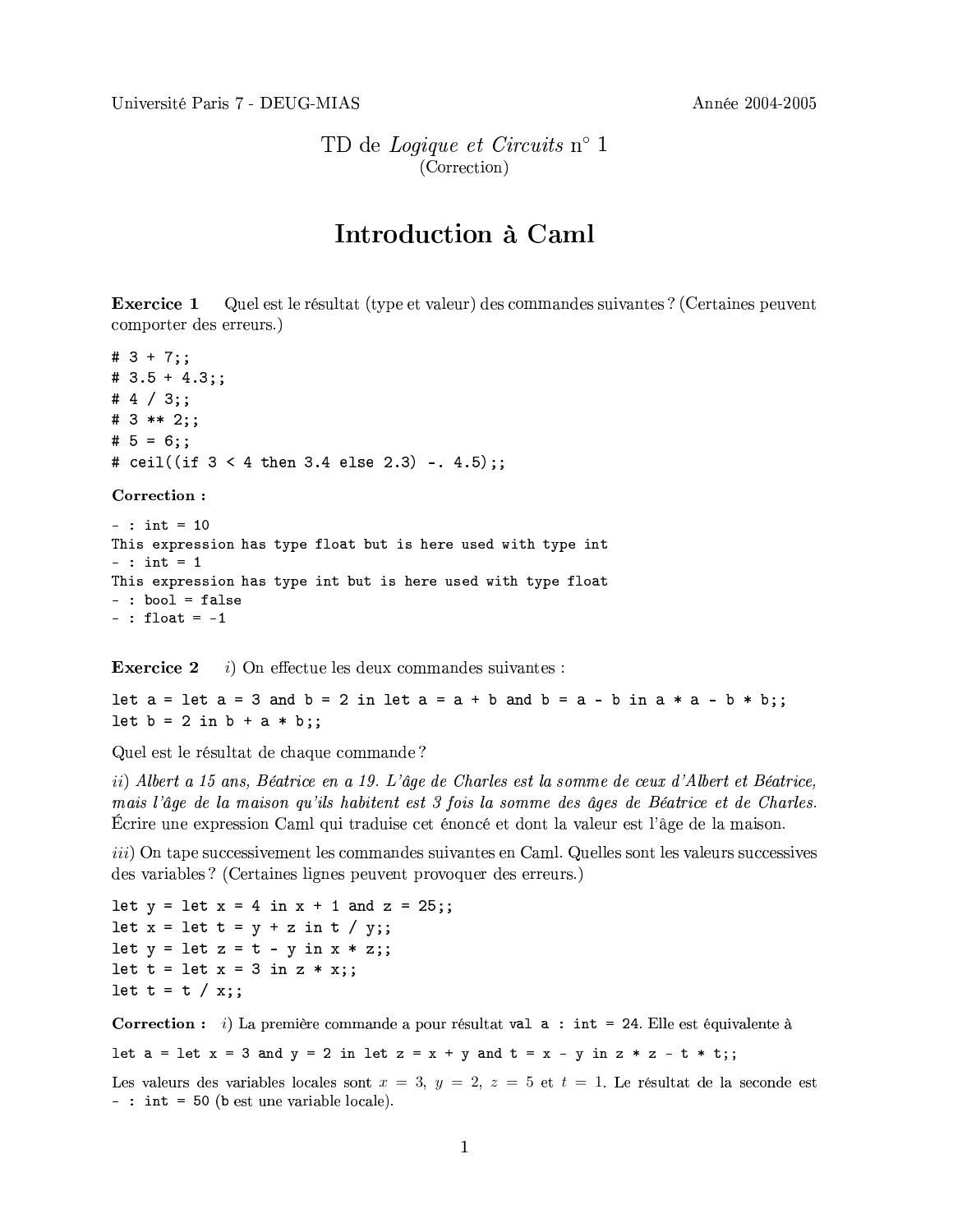Université Paris 7 - DEUG-MIAS  Année 2004-2005

TD de *Logique et Circuits* n° 1
(Correction)

# Introduction à Caml

**Exercice 1** Quel est le résultat (type et valeur) des commandes suivantes ? (Certaines peuvent comporter des erreurs.)

```
# 3 + 7;;
# 3.5 + 4.3;;
# 4 / 3;;
# 3 ** 2;;
# 5 = 6;;
# ceil((if 3 < 4 then 3.4 else 2.3) -. 4.5);;
```

**Correction :**

```
- : int = 10
This expression has type float but is here used with type int
- : int = 1
This expression has type int but is here used with type float
- : bool = false
- : float = -1
```

**Exercice 2** *i)* On effectue les deux commandes suivantes :

```
let a = let a = 3 and b = 2 in let a = a + b and b = a - b in a * a - b * b;;
let b = 2 in b + a * b;;
```

Quel est le résultat de chaque commande ?

*ii) Albert a 15 ans, Béatrice en a 19. L'âge de Charles est la somme de ceux d'Albert et Béatrice, mais l'âge de la maison qu'ils habitent est 3 fois la somme des âges de Béatrice et de Charles.* Écrire une expression Caml qui traduise cet énoncé et dont la valeur est l'âge de la maison.

*iii)* On tape successivement les commandes suivantes en Caml. Quelles sont les valeurs successives des variables ? (Certaines lignes peuvent provoquer des erreurs.)

```
let y = let x = 4 in x + 1 and z = 25;;
let x = let t = y + z in t / y;;
let y = let z = t - y in x * z;;
let t = let x = 3 in z * x;;
let t = t / x;;
```

**Correction :** *i)* La première commande a pour résultat `val a : int = 24`. Elle est équivalente à

```
let a = let x = 3 and y = 2 in let z = x + y and t = x - y in z * z - t * t;;
```

Les valeurs des variables locales sont $x = 3$, $y = 2$, $z = 5$ et $t = 1$. Le résultat de la seconde est `- : int = 50` (`b` est une variable locale).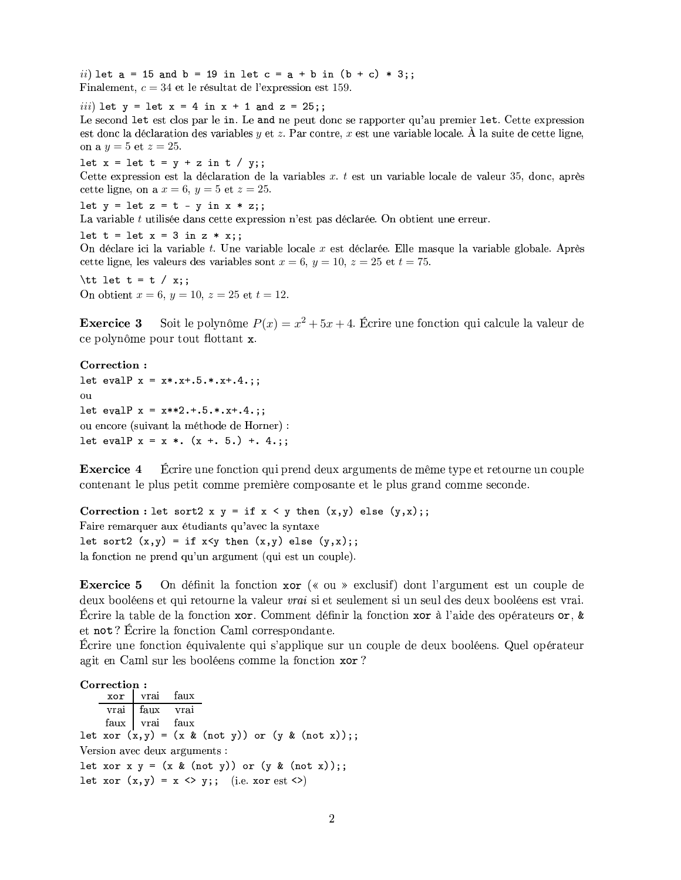*ii)* `let a = 15 and b = 19 in let c = a + b in (b + c) * 3;;`
Finalement, $c = 34$ et le résultat de l'expression est 159.

*iii)* `let y = let x = 4 in x + 1 and z = 25;;`
Le second `let` est clos par le `in`. Le `and` ne peut donc se rapporter qu'au premier `let`. Cette expression est donc la déclaration des variables $y$ et $z$. Par contre, $x$ est une variable locale. À la suite de cette ligne, on a $y = 5$ et $z = 25$.

`let x = let t = y + z in t / y;;`
Cette expression est la déclaration de la variables $x$. $t$ est un variable locale de valeur 35, donc, après cette ligne, on a $x = 6$, $y = 5$ et $z = 25$.

`let y = let z = t - y in x * z;;`
La variable $t$ utilisée dans cette expression n'est pas déclarée. On obtient une erreur.

`let t = let x = 3 in z * x;;`
On déclare ici la variable $t$. Une variable locale $x$ est déclarée. Elle masque la variable globale. Après cette ligne, les valeurs des variables sont $x = 6$, $y = 10$, $z = 25$ et $t = 75$.

`\tt let t = t / x;;`
On obtient $x = 6$, $y = 10$, $z = 25$ et $t = 12$.

**Exercice 3** Soit le polynôme $P(x) = x^2 + 5x + 4$. Écrire une fonction qui calcule la valeur de ce polynôme pour tout flottant `x`.

**Correction :**
`let evalP x = x*.x+.5.*.x+.4.;;`
ou
`let evalP x = x**2.+.5.*.x+.4.;;`
ou encore (suivant la méthode de Horner) :
`let evalP x = x *. (x +. 5.) +. 4.;;`

**Exercice 4** Écrire une fonction qui prend deux arguments de même type et retourne un couple contenant le plus petit comme première composante et le plus grand comme seconde.

**Correction :** `let sort2 x y = if x < y then (x,y) else (y,x);;`
Faire remarquer aux étudiants qu'avec la syntaxe
`let sort2 (x,y) = if x<y then (x,y) else (y,x);;`
la fonction ne prend qu'un argument (qui est un couple).

**Exercice 5** On définit la fonction `xor` (« ou » exclusif) dont l'argument est un couple de deux booléens et qui retourne la valeur *vrai* si et seulement si un seul des deux booléens est vrai. Écrire la table de la fonction `xor`. Comment définir la fonction `xor` à l'aide des opérateurs `or`, `&` et `not` ? Écrire la fonction Caml correspondante.
Écrire une fonction équivalente qui s'applique sur un couple de deux booléens. Quel opérateur agit en Caml sur les booléens comme la fonction `xor` ?

**Correction :**

| xor | vrai | faux |
|---|---|---|
| vrai | faux | vrai |
| faux | vrai | faux |

`let xor (x,y) = (x & (not y)) or (y & (not x));;`
Version avec deux arguments :
`let xor x y = (x & (not y)) or (y & (not x));;`
`let xor (x,y) = x <> y;;` (i.e. `xor` est `<>`)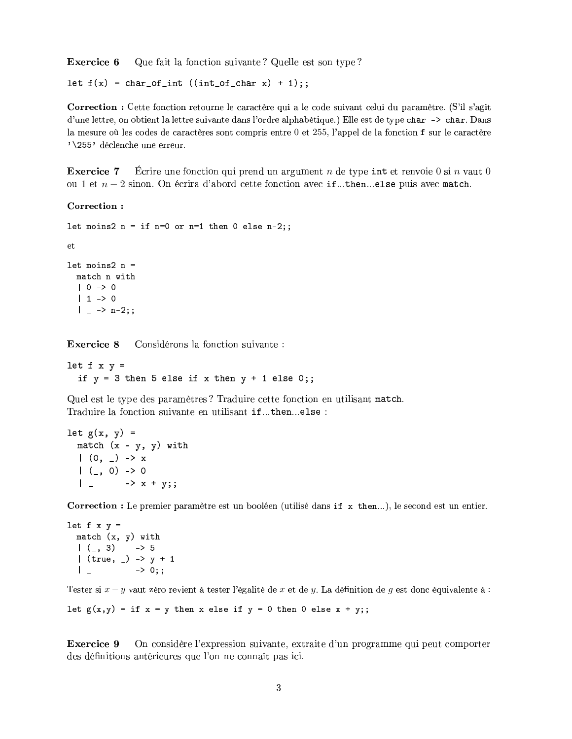**Exercice 6** Que fait la fonction suivante ? Quelle est son type ?

```
let f(x) = char_of_int ((int_of_char x) + 1);;
```

**Correction :** Cette fonction retourne le caractère qui a le code suivant celui du paramètre. (S'il s'agit d'une lettre, on obtient la lettre suivante dans l'ordre alphabétique.) Elle est de type `char -> char`. Dans la mesure où les codes de caractères sont compris entre 0 et 255, l'appel de la fonction `f` sur le caractère `'\255'` déclenche une erreur.

**Exercice 7** Écrire une fonction qui prend un argument $n$ de type `int` et renvoie 0 si $n$ vaut 0 ou 1 et $n-2$ sinon. On écrira d'abord cette fonction avec `if...then...else` puis avec `match`.

**Correction :**

```
let moins2 n = if n=0 or n=1 then 0 else n-2;;
```

et

```
let moins2 n =
  match n with
  | 0 -> 0
  | 1 -> 0
  | _ -> n-2;;
```

**Exercice 8** Considérons la fonction suivante :

```
let f x y =
  if y = 3 then 5 else if x then y + 1 else 0;;
```

Quel est le type des paramètres ? Traduire cette fonction en utilisant `match`.
Traduire la fonction suivante en utilisant `if...then...else` :

```
let g(x, y) =
  match (x - y, y) with
  | (0, _) -> x
  | (_, 0) -> 0
  | _      -> x + y;;
```

**Correction :** Le premier paramètre est un booléen (utilisé dans `if x then...`), le second est un entier.

```
let f x y =
  match (x, y) with
  | (_, 3)    -> 5
  | (true, _) -> y + 1
  | _         -> 0;;
```

Tester si $x - y$ vaut zéro revient à tester l'égalité de $x$ et de $y$. La définition de $g$ est donc équivalente à :

```
let g(x,y) = if x = y then x else if y = 0 then 0 else x + y;;
```

**Exercice 9** On considère l'expression suivante, extraite d'un programme qui peut comporter des définitions antérieures que l'on ne connaît pas ici.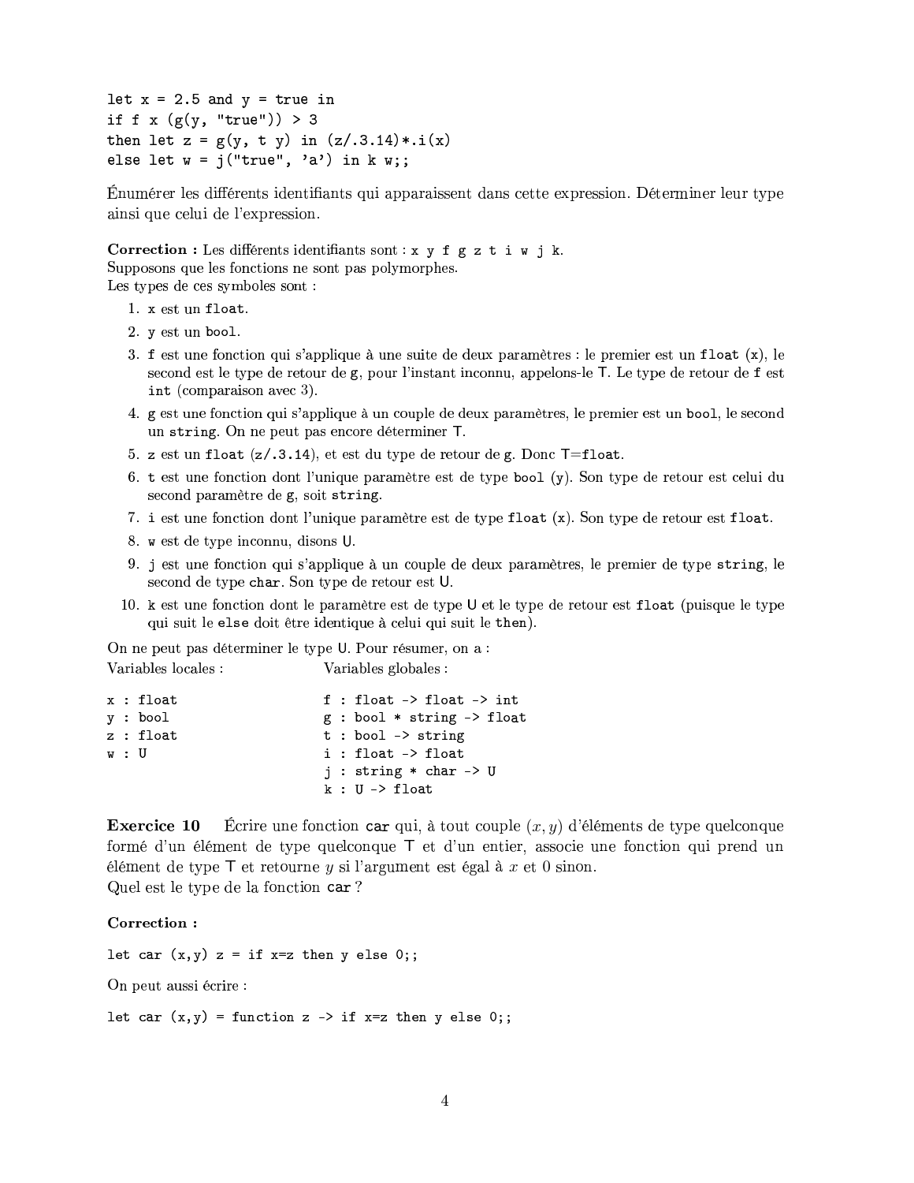```
let x = 2.5 and y = true in
if f x (g(y, "true")) > 3
then let z = g(y, t y) in (z/.3.14)*.i(x)
else let w = j("true", 'a') in k w;;
```

Énumérer les différents identifiants qui apparaissent dans cette expression. Déterminer leur type ainsi que celui de l'expression.

**Correction :** Les différents identifiants sont : `x y f g z t i w j k`.
Supposons que les fonctions ne sont pas polymorphes.
Les types de ces symboles sont :

1. `x` est un `float`.
2. `y` est un `bool`.
3. `f` est une fonction qui s'applique à une suite de deux paramètres : le premier est un `float` (`x`), le second est le type de retour de `g`, pour l'instant inconnu, appelons-le T. Le type de retour de `f` est `int` (comparaison avec 3).
4. `g` est une fonction qui s'applique à un couple de deux paramètres, le premier est un `bool`, le second un `string`. On ne peut pas encore déterminer T.
5. `z` est un `float` (`z/.3.14`), et est du type de retour de `g`. Donc T=`float`.
6. `t` est une fonction dont l'unique paramètre est de type `bool` (`y`). Son type de retour est celui du second paramètre de `g`, soit `string`.
7. `i` est une fonction dont l'unique paramètre est de type `float` (`x`). Son type de retour est `float`.
8. `w` est de type inconnu, disons U.
9. `j` est une fonction qui s'applique à un couple de deux paramètres, le premier de type `string`, le second de type `char`. Son type de retour est U.
10. `k` est une fonction dont le paramètre est de type U et le type de retour est `float` (puisque le type qui suit le `else` doit être identique à celui qui suit le `then`).

On ne peut pas déterminer le type U. Pour résumer, on a :

| Variables locales : | Variables globales : |
|---|---|
| `x : float` | `f : float -> float -> int` |
| `y : bool` | `g : bool * string -> float` |
| `z : float` | `t : bool -> string` |
| `w : U` | `i : float -> float` |
| | `j : string * char -> U` |
| | `k : U -> float` |

**Exercice 10** Écrire une fonction `car` qui, à tout couple $(x, y)$ d'éléments de type quelconque formé d'un élément de type quelconque T et d'un entier, associe une fonction qui prend un élément de type T et retourne $y$ si l'argument est égal à $x$ et 0 sinon.
Quel est le type de la fonction `car` ?

**Correction :**

```
let car (x,y) z = if x=z then y else 0;;
```

On peut aussi écrire :

```
let car (x,y) = function z -> if x=z then y else 0;;
```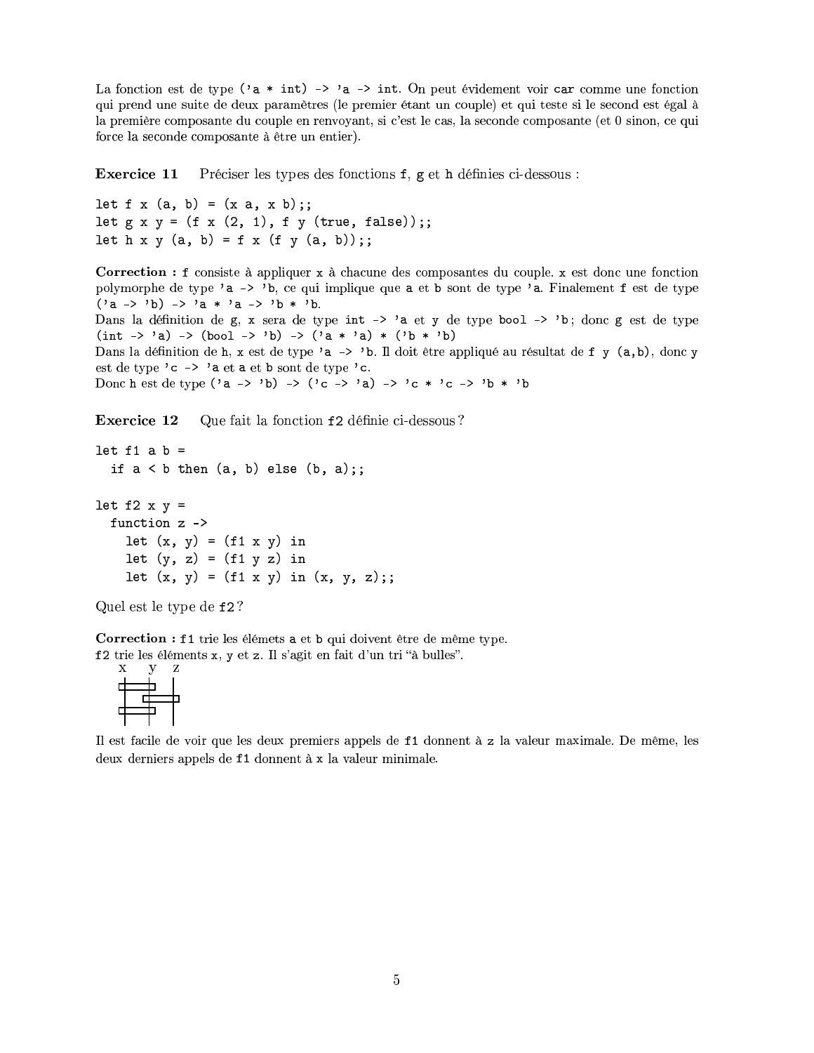La fonction est de type `('a * int) -> 'a -> int`. On peut évidement voir `car` comme une fonction qui prend une suite de deux paramètres (le premier étant un couple) et qui teste si le second est égal à la première composante du couple en renvoyant, si c'est le cas, la seconde composante (et 0 sinon, ce qui force la seconde composante à être un entier).

**Exercice 11** Préciser les types des fonctions `f`, `g` et `h` définies ci-dessous :

```
let f x (a, b) = (x a, x b);;
let g x y = (f x (2, 1), f y (true, false));;
let h x y (a, b) = f x (f y (a, b));;
```

**Correction :** `f` consiste à appliquer `x` à chacune des composantes du couple. `x` est donc une fonction polymorphe de type `'a -> 'b`, ce qui implique que `a` et `b` sont de type `'a`. Finalement `f` est de type `('a -> 'b) -> 'a * 'a -> 'b * 'b`.
Dans la définition de `g`, `x` sera de type `int -> 'a` et `y` de type `bool -> 'b`; donc `g` est de type `(int -> 'a) -> (bool -> 'b) -> ('a * 'a) * ('b * 'b)`
Dans la définition de `h`, `x` est de type `'a -> 'b`. Il doit être appliqué au résultat de `f y (a,b)`, donc `y` est de type `'c -> 'a` et `a` et `b` sont de type `'c`.
Donc `h` est de type `('a -> 'b) -> ('c -> 'a) -> 'c * 'c -> 'b * 'b`

**Exercice 12** Que fait la fonction `f2` définie ci-dessous ?

```
let f1 a b =
  if a < b then (a, b) else (b, a);;

let f2 x y =
  function z ->
    let (x, y) = (f1 x y) in
    let (y, z) = (f1 y z) in
    let (x, y) = (f1 x y) in (x, y, z);;
```

Quel est le type de `f2` ?

**Correction :** `f1` trie les élémets `a` et `b` qui doivent être de même type.
`f2` trie les éléments `x`, `y` et `z`. Il s'agit en fait d'un tri "à bulles".

x y z

Il est facile de voir que les deux premiers appels de `f1` donnent à `z` la valeur maximale. De même, les deux derniers appels de `f1` donnent à `x` la valeur minimale.